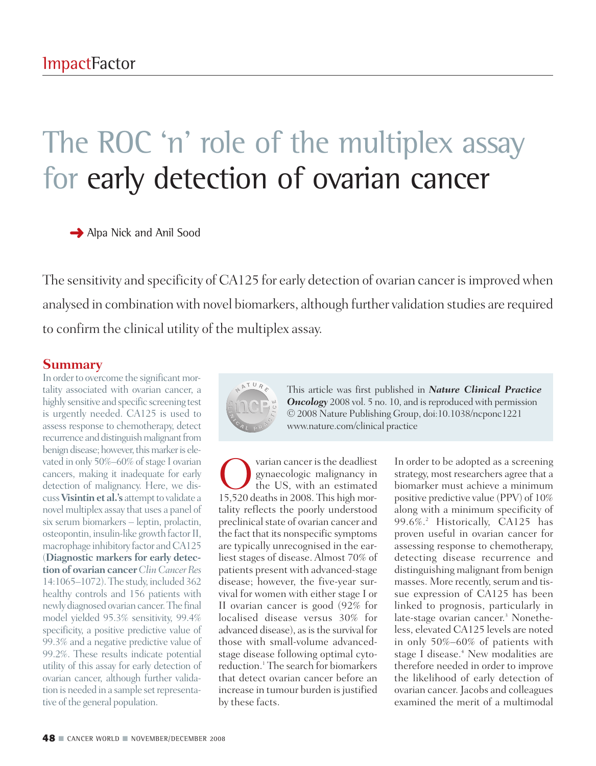ImpactFactor

# The ROC 'n' role of the multiplex assay for early detection of ovarian cancer

Alpa Nick and Anil Sood

The sensitivity and specificity of CA125 for early detection of ovarian cancer is improved when analysed in combination with novel biomarkers, although further validation studies are required to confirm the clinical utility of the multiplex assay.

## Summary

In order to overcome the significant mortality associated with ovarian cancer, a highly sensitive and specific screening test is urgently needed. CA125 is used to assess response to chemotherapy, detect recurrence and distinguish malignant from benign disease; however, this marker is elevated in only 50%–60% of stage I ovarian cancers, making it inadequate for early detection of malignancy. Here, we discuss **Visintin et al.'s** attempt to validate a novel multiplex assay that uses a panel of six serum biomarkers – leptin, prolactin, osteopontin, insulin-like growth factor II, macrophage inhibitory factor and CA125 (**Diagnostic markers for early detection of ovarian cancer** *Clin Cancer Res* 14:1065–1072). The study, included 362 healthy controls and 156 patients with newly diagnosed ovarian cancer. The final model yielded 95.3% sensitivity, 99.4% specificity, a positive predictive value of 99.3% and a negative predictive value of 99.2%. These results indicate potential utility of this assay for early detection of ovarian cancer, although further validation is needed in a sample set representative of the general population.

This article was first published in ***Nature Clinical Practice Oncology*** 2008 vol. 5 no. 10, and is reproduced with permission © 2008 Nature Publishing Group, doi:10.1038/ncponc1221 www.nature.com/clinical practice

Ovarian cancer is the deadliest gynaecologic malignancy in the US, with an estimated 15,520 deaths in 2008. This high mortality reflects the poorly understood preclinical state of ovarian cancer and the fact that its nonspecific symptoms are typically unrecognised in the earliest stages of disease. Almost 70% of patients present with advanced-stage disease; however, the five-year survival for women with either stage I or II ovarian cancer is good (92% for localised disease versus 30% for advanced disease), as is the survival for those with small-volume advanced-stage disease following optimal cytoreduction.[1] The search for biomarkers that detect ovarian cancer before an increase in tumour burden is justified by these facts.

In order to be adopted as a screening strategy, most researchers agree that a biomarker must achieve a minimum positive predictive value (PPV) of 10% along with a minimum specificity of 99.6%.[2] Historically, CA125 has proven useful in ovarian cancer for assessing response to chemotherapy, detecting disease recurrence and distinguishing malignant from benign masses. More recently, serum and tissue expression of CA125 has been linked to prognosis, particularly in late-stage ovarian cancer.[3] Nonetheless, elevated CA125 levels are noted in only 50%–60% of patients with stage I disease.[4] New modalities are therefore needed in order to improve the likelihood of early detection of ovarian cancer. Jacobs and colleagues examined the merit of a multimodal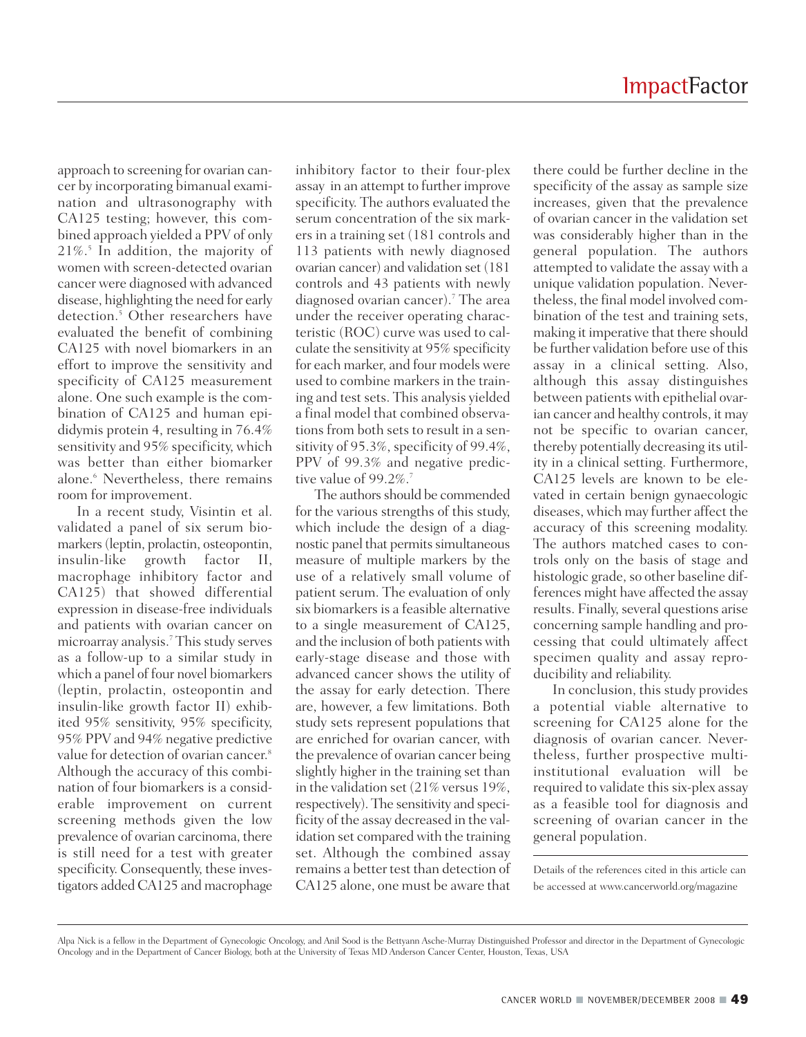approach to screening for ovarian cancer by incorporating bimanual examination and ultrasonography with CA125 testing; however, this combined approach yielded a PPV of only 21%.[5] In addition, the majority of women with screen-detected ovarian cancer were diagnosed with advanced disease, highlighting the need for early detection.[5] Other researchers have evaluated the benefit of combining CA125 with novel biomarkers in an effort to improve the sensitivity and specificity of CA125 measurement alone. One such example is the combination of CA125 and human epididymis protein 4, resulting in 76.4% sensitivity and 95% specificity, which was better than either biomarker alone.[6] Nevertheless, there remains room for improvement.

In a recent study, Visintin et al. validated a panel of six serum biomarkers (leptin, prolactin, osteopontin, insulin-like growth factor II, macrophage inhibitory factor and CA125) that showed differential expression in disease-free individuals and patients with ovarian cancer on microarray analysis.[7] This study serves as a follow-up to a similar study in which a panel of four novel biomarkers (leptin, prolactin, osteopontin and insulin-like growth factor II) exhibited 95% sensitivity, 95% specificity, 95% PPV and 94% negative predictive value for detection of ovarian cancer.[8] Although the accuracy of this combination of four biomarkers is a considerable improvement on current screening methods given the low prevalence of ovarian carcinoma, there is still need for a test with greater specificity. Consequently, these investigators added CA125 and macrophage inhibitory factor to their four-plex assay in an attempt to further improve specificity. The authors evaluated the serum concentration of the six markers in a training set (181 controls and 113 patients with newly diagnosed ovarian cancer) and validation set (181 controls and 43 patients with newly diagnosed ovarian cancer).[7] The area under the receiver operating characteristic (ROC) curve was used to calculate the sensitivity at 95% specificity for each marker, and four models were used to combine markers in the training and test sets. This analysis yielded a final model that combined observations from both sets to result in a sensitivity of 95.3%, specificity of 99.4%, PPV of 99.3% and negative predictive value of 99.2%.[7]

The authors should be commended for the various strengths of this study, which include the design of a diagnostic panel that permits simultaneous measure of multiple markers by the use of a relatively small volume of patient serum. The evaluation of only six biomarkers is a feasible alternative to a single measurement of CA125, and the inclusion of both patients with early-stage disease and those with advanced cancer shows the utility of the assay for early detection. There are, however, a few limitations. Both study sets represent populations that are enriched for ovarian cancer, with the prevalence of ovarian cancer being slightly higher in the training set than in the validation set (21% versus 19%, respectively). The sensitivity and specificity of the assay decreased in the validation set compared with the training set. Although the combined assay remains a better test than detection of CA125 alone, one must be aware that there could be further decline in the specificity of the assay as sample size increases, given that the prevalence of ovarian cancer in the validation set was considerably higher than in the general population. The authors attempted to validate the assay with a unique validation population. Nevertheless, the final model involved combination of the test and training sets, making it imperative that there should be further validation before use of this assay in a clinical setting. Also, although this assay distinguishes between patients with epithelial ovarian cancer and healthy controls, it may not be specific to ovarian cancer, thereby potentially decreasing its utility in a clinical setting. Furthermore, CA125 levels are known to be elevated in certain benign gynaecologic diseases, which may further affect the accuracy of this screening modality. The authors matched cases to controls only on the basis of stage and histologic grade, so other baseline differences might have affected the assay results. Finally, several questions arise concerning sample handling and processing that could ultimately affect specimen quality and assay reproducibility and reliability.

In conclusion, this study provides a potential viable alternative to screening for CA125 alone for the diagnosis of ovarian cancer. Nevertheless, further prospective multi-institutional evaluation will be required to validate this six-plex assay as a feasible tool for diagnosis and screening of ovarian cancer in the general population.

Details of the references cited in this article can be accessed at www.cancerworld.org/magazine

Alpa Nick is a fellow in the Department of Gynecologic Oncology, and Anil Sood is the Bettyann Asche-Murray Distinguished Professor and director in the Department of Gynecologic Oncology and in the Department of Cancer Biology, both at the University of Texas MD Anderson Cancer Center, Houston, Texas, USA